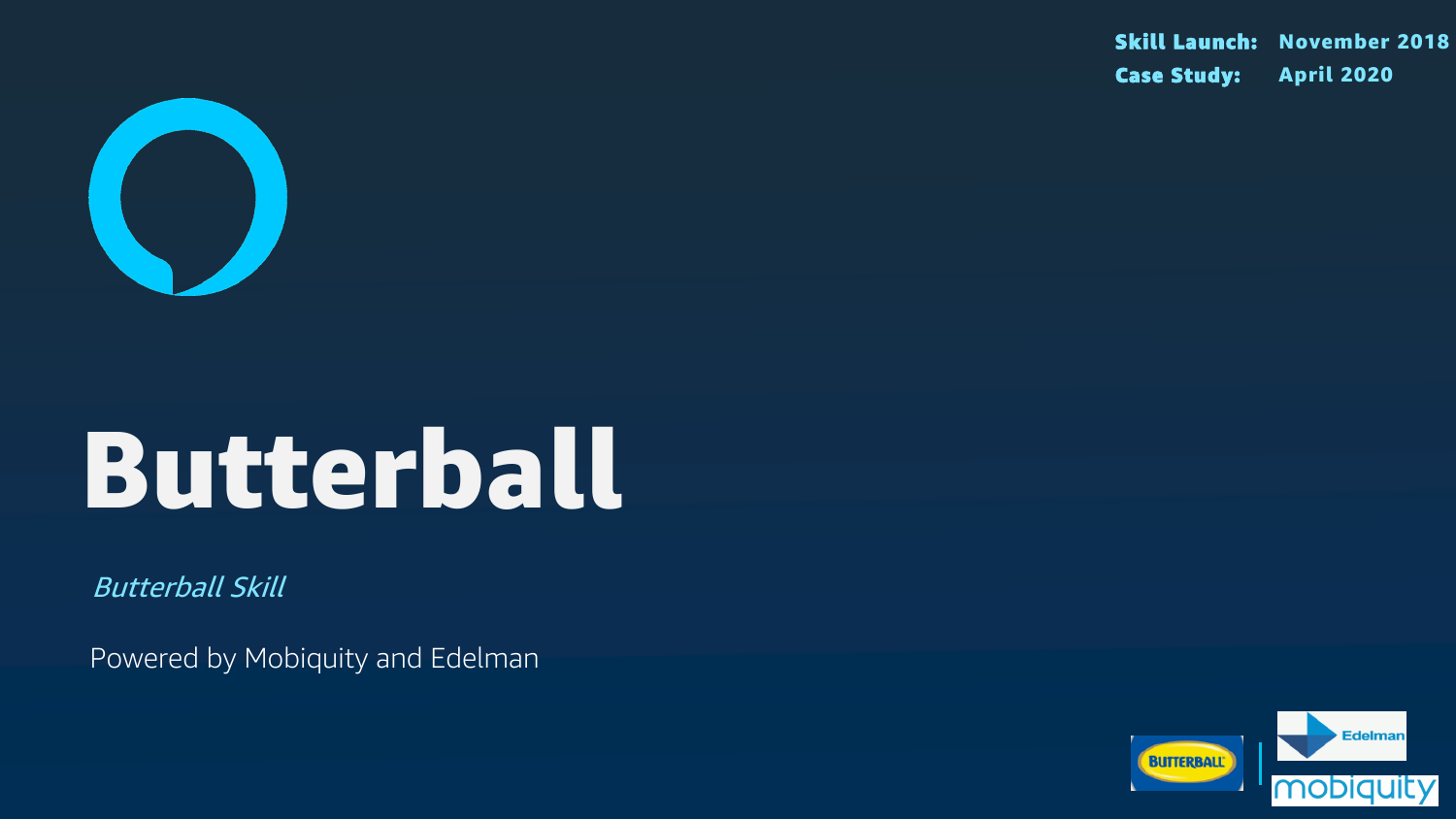**Skill Launch:** November 2018
**Case Study:** April 2020

# Butterball

*Butterball Skill*

Powered by Mobiquity and Edelman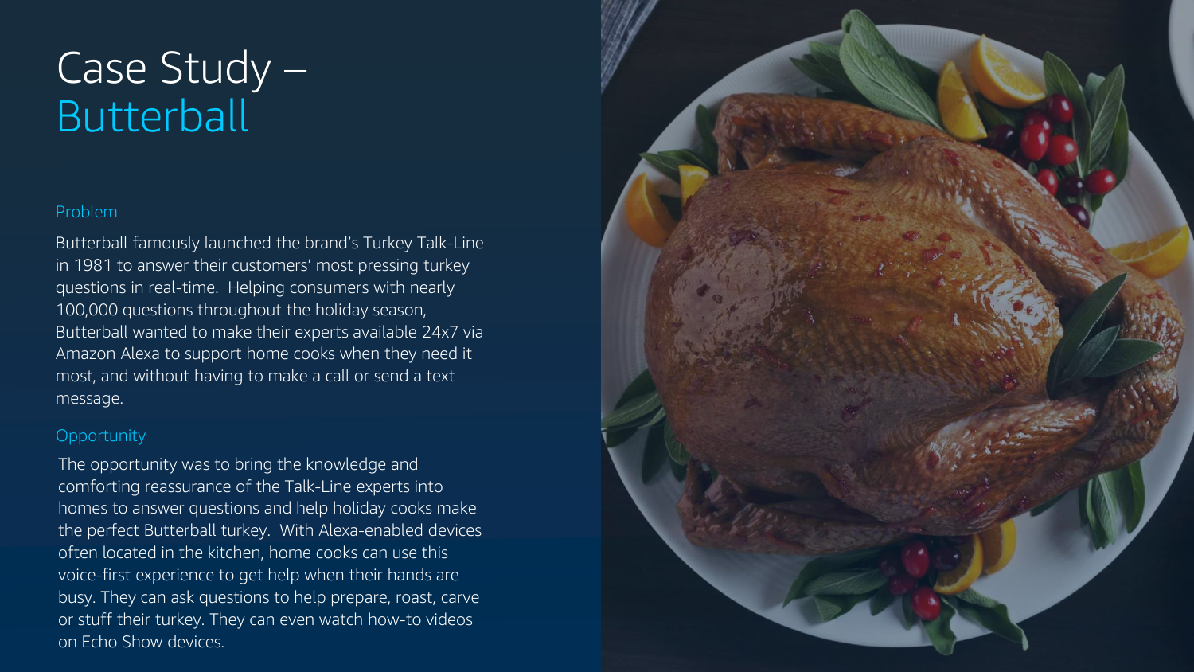# Case Study – Butterball

## Problem

Butterball famously launched the brand's Turkey Talk-Line in 1981 to answer their customers' most pressing turkey questions in real-time. Helping consumers with nearly 100,000 questions throughout the holiday season, Butterball wanted to make their experts available 24x7 via Amazon Alexa to support home cooks when they need it most, and without having to make a call or send a text message.

## Opportunity

The opportunity was to bring the knowledge and comforting reassurance of the Talk-Line experts into homes to answer questions and help holiday cooks make the perfect Butterball turkey. With Alexa-enabled devices often located in the kitchen, home cooks can use this voice-first experience to get help when their hands are busy. They can ask questions to help prepare, roast, carve or stuff their turkey. They can even watch how-to videos on Echo Show devices.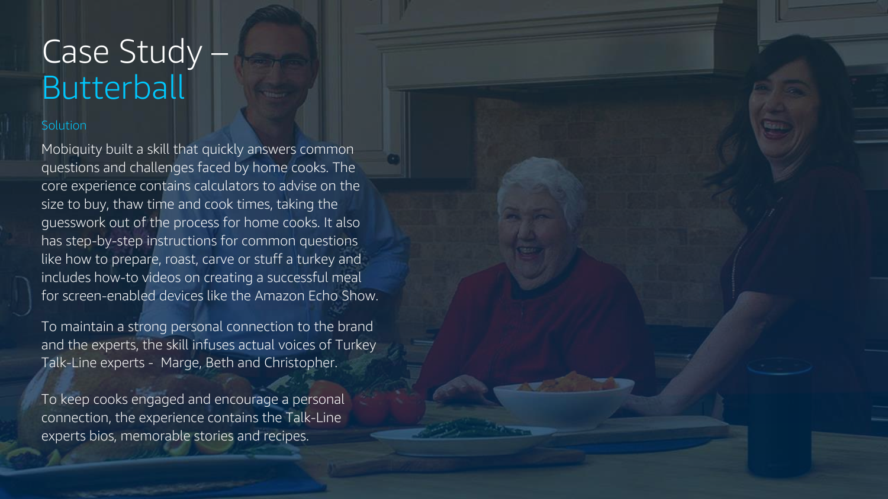# Case Study – Butterball

## Solution

Mobiquity built a skill that quickly answers common questions and challenges faced by home cooks. The core experience contains calculators to advise on the size to buy, thaw time and cook times, taking the guesswork out of the process for home cooks. It also has step-by-step instructions for common questions like how to prepare, roast, carve or stuff a turkey and includes how-to videos on creating a successful meal for screen-enabled devices like the Amazon Echo Show.

To maintain a strong personal connection to the brand and the experts, the skill infuses actual voices of Turkey Talk-Line experts - Marge, Beth and Christopher.

To keep cooks engaged and encourage a personal connection, the experience contains the Talk-Line experts bios, memorable stories and recipes.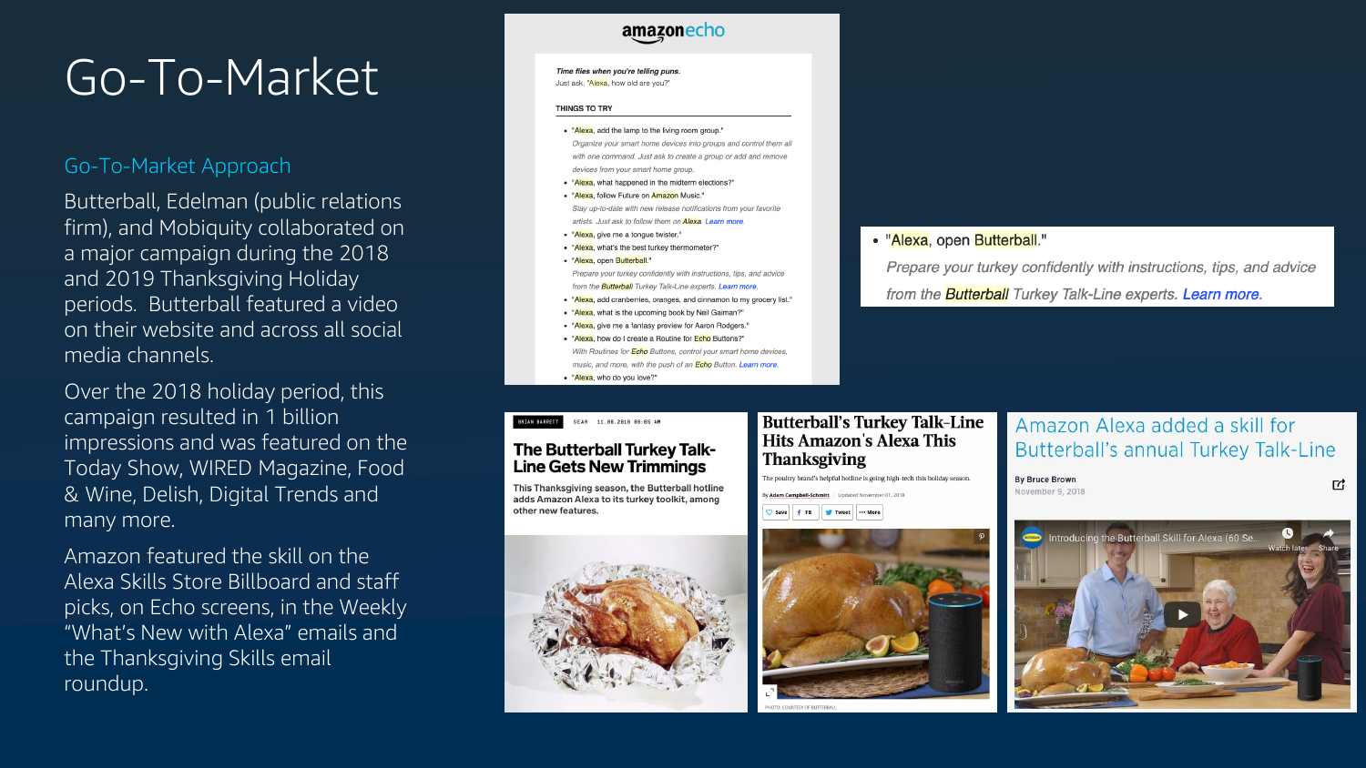# Go-To-Market

## Go-To-Market Approach

Butterball, Edelman (public relations firm), and Mobiquity collaborated on a major campaign during the 2018 and 2019 Thanksgiving Holiday periods. Butterball featured a video on their website and across all social media channels.

Over the 2018 holiday period, this campaign resulted in 1 billion impressions and was featured on the Today Show, WIRED Magazine, Food & Wine, Delish, Digital Trends and many more.

Amazon featured the skill on the Alexa Skills Store Billboard and staff picks, on Echo screens, in the Weekly "What's New with Alexa" emails and the Thanksgiving Skills email roundup.

amazonecho

*Time flies when you're telling puns.*
Just ask, "Alexa, how old are you?"

THINGS TO TRY

- "Alexa, add the lamp to the living room group."
  *Organize your smart home devices into groups and control them all with one command. Just ask to create a group or add and remove devices from your smart home group.*
- "Alexa, what happened in the midterm elections?"
- "Alexa, follow Future on Amazon Music."
  *Stay up-to-date with new release notifications from your favorite artists. Just ask to follow them on Alexa.* Learn more.
- "Alexa, give me a tongue twister."
- "Alexa, what's the best turkey thermometer?"
- "Alexa, open Butterball."
  *Prepare your turkey confidently with instructions, tips, and advice from the Butterball Turkey Talk-Line experts.* Learn more.
- "Alexa, add cranberries, oranges, and cinnamon to my grocery list."
- "Alexa, what is the upcoming book by Neil Gaiman?"
- "Alexa, give me a fantasy preview for Aaron Rodgers."
- "Alexa, how do I create a Routine for Echo Buttons?"
  *With Routines for Echo Buttons, control your smart home devices, music, and more, with the push of an Echo Button.* Learn more.
- "Alexa, who do you love?"

- "Alexa, open Butterball."
  *Prepare your turkey confidently with instructions, tips, and advice from the Butterball Turkey Talk-Line experts.* Learn more.

BRIAN BARRETT GEAR 11.08.2018 08:05 AM

**The Butterball Turkey Talk-Line Gets New Trimmings**

**This Thanksgiving season, the Butterball hotline adds Amazon Alexa to its turkey toolkit, among other new features.**

**Butterball's Turkey Talk-Line Hits Amazon's Alexa This Thanksgiving**

The poultry brand's helpful hotline is going high-tech this holiday season.

By Adam Campbell-Schmitt Updated November 07, 2018

PHOTO: COURTESY OF BUTTERBALL

Amazon Alexa added a skill for Butterball's annual Turkey Talk-Line

By Bruce Brown
November 9, 2018

Introducing the Butterball Skill for Alexa (60 Se...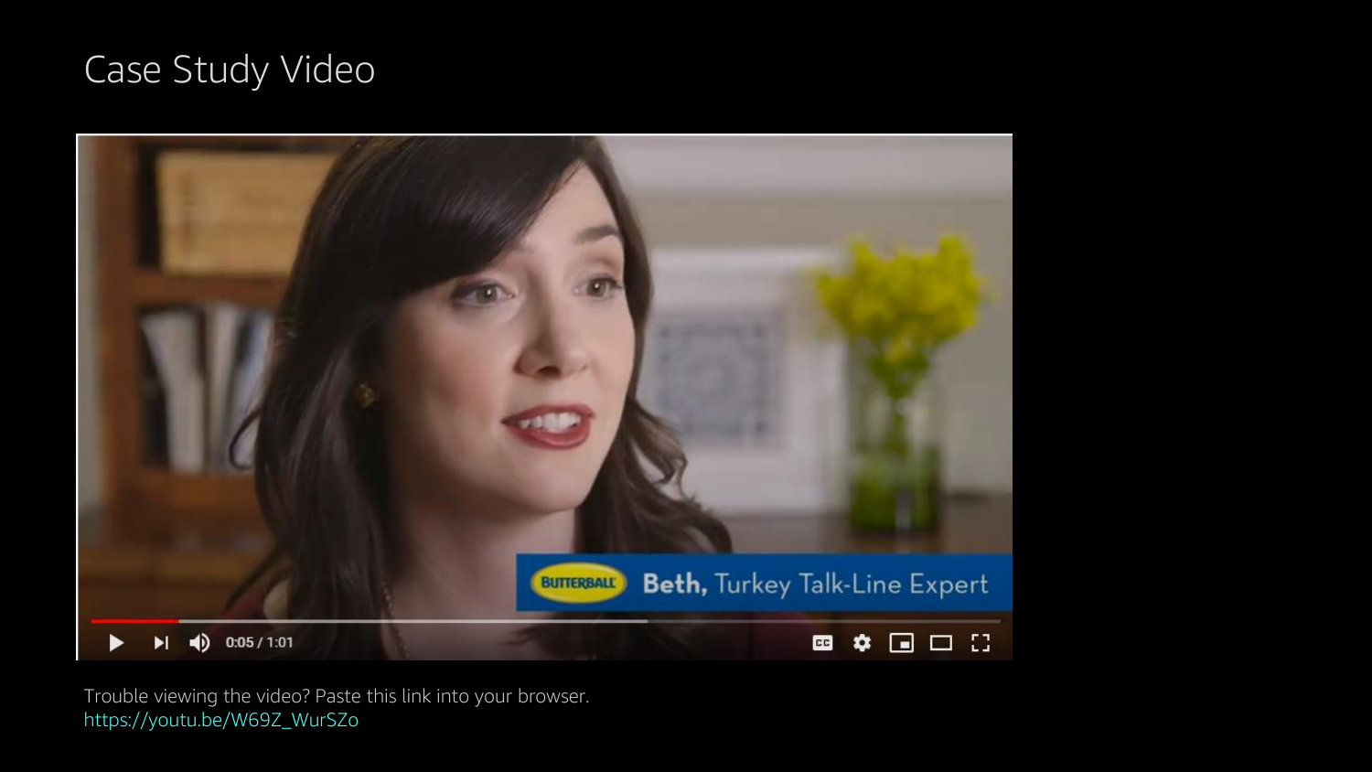# Case Study Video

Trouble viewing the video? Paste this link into your browser.
https://youtu.be/W69Z_WurSZo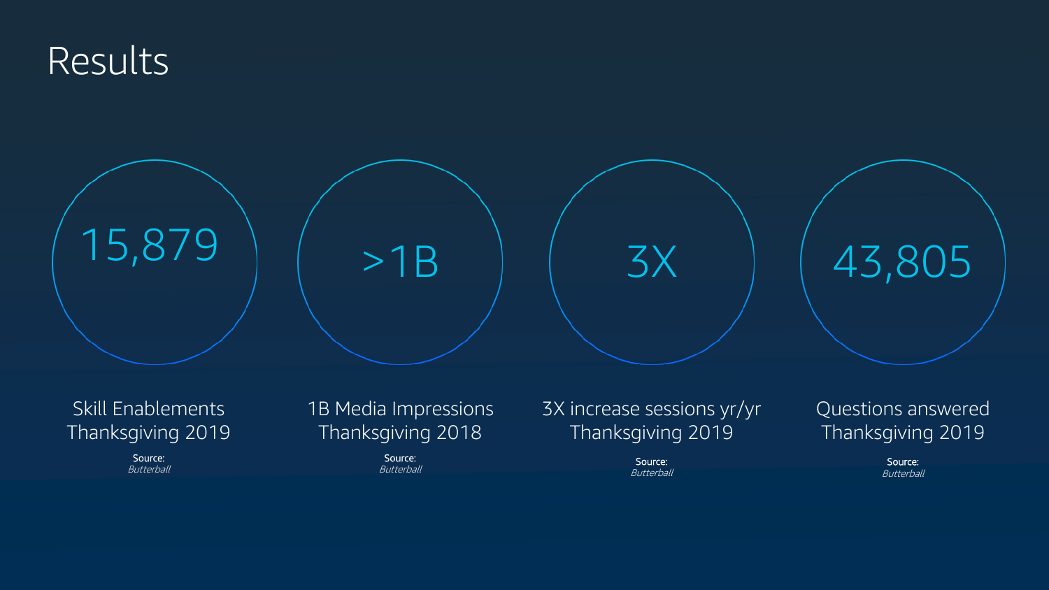# Results

**15,879**

Skill Enablements
Thanksgiving 2019

Source:
*Butterball*

**>1B**

1B Media Impressions
Thanksgiving 2018

Source:
*Butterball*

**3X**

3X increase sessions yr/yr
Thanksgiving 2019

Source:
*Butterball*

**43,805**

Questions answered
Thanksgiving 2019

Source:
*Butterball*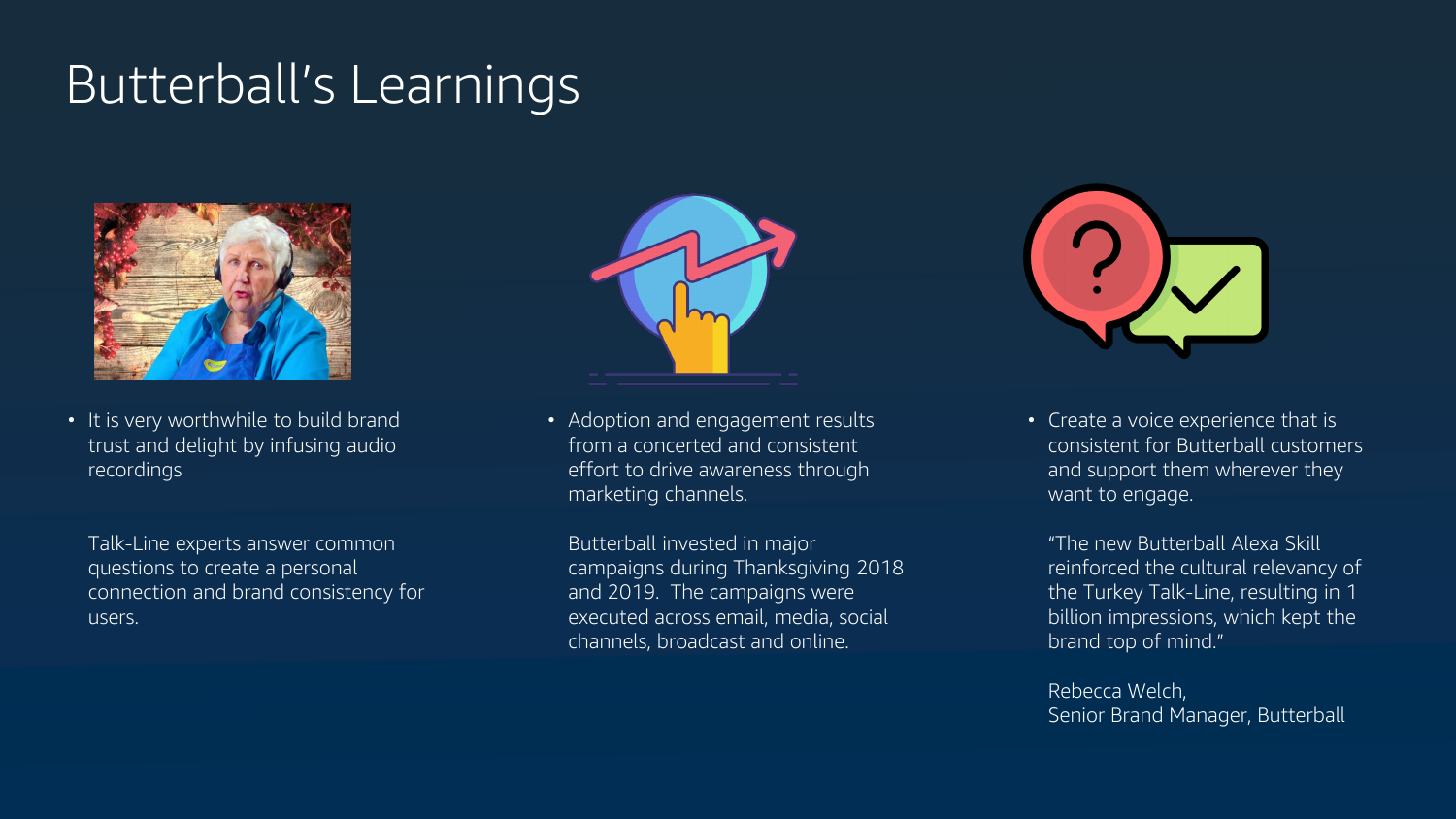# Butterball's Learnings

- It is very worthwhile to build brand trust and delight by infusing audio recordings

  Talk-Line experts answer common questions to create a personal connection and brand consistency for users.

- Adoption and engagement results from a concerted and consistent effort to drive awareness through marketing channels.

  Butterball invested in major campaigns during Thanksgiving 2018 and 2019. The campaigns were executed across email, media, social channels, broadcast and online.

- Create a voice experience that is consistent for Butterball customers and support them wherever they want to engage.

  "The new Butterball Alexa Skill reinforced the cultural relevancy of the Turkey Talk-Line, resulting in 1 billion impressions, which kept the brand top of mind."

  Rebecca Welch,
  Senior Brand Manager, Butterball